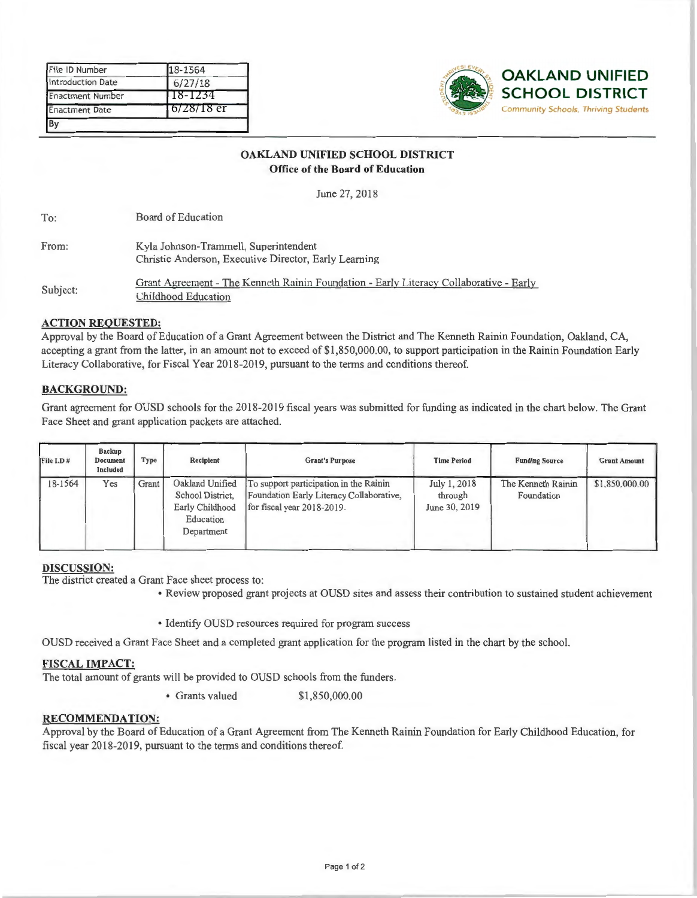| File ID Number | 18-1564 |
| --- | --- |
| Introduction Date | 6/27/18 |
| Enactment Number | 18-1234 |
| Enactment Date | 6/28/18 er |
| By | |

**OAKLAND UNIFIED SCHOOL DISTRICT**
Community Schools, Thriving Students

**OAKLAND UNIFIED SCHOOL DISTRICT**
**Office of the Board of Education**

June 27, 2018

To: Board of Education

From: Kyla Johnson-Trammell, Superintendent
Christie Anderson, Executive Director, Early Learning

Subject: Grant Agreement - The Kenneth Rainin Foundation - Early Literacy Collaborative - Early Childhood Education

## ACTION REQUESTED:

Approval by the Board of Education of a Grant Agreement between the District and The Kenneth Rainin Foundation, Oakland, CA, accepting a grant from the latter, in an amount not to exceed of $1,850,000.00, to support participation in the Rainin Foundation Early Literacy Collaborative, for Fiscal Year 2018-2019, pursuant to the terms and conditions thereof.

## BACKGROUND:

Grant agreement for OUSD schools for the 2018-2019 fiscal years was submitted for funding as indicated in the chart below. The Grant Face Sheet and grant application packets are attached.

| File I.D # | Backup Document Included | Type | Recipient | Grant's Purpose | Time Period | Funding Source | Grant Amount |
| --- | --- | --- | --- | --- | --- | --- | --- |
| 18-1564 | Yes | Grant | Oakland Unified School District, Early Childhood Education Department | To support participation in the Rainin Foundation Early Literacy Collaborative, for fiscal year 2018-2019. | July 1, 2018 through June 30, 2019 | The Kenneth Rainin Foundation | $1,850,000.00 |

## DISCUSSION:

The district created a Grant Face sheet process to:

- Review proposed grant projects at OUSD sites and assess their contribution to sustained student achievement
- Identify OUSD resources required for program success

OUSD received a Grant Face Sheet and a completed grant application for the program listed in the chart by the school.

## FISCAL IMPACT:

The total amount of grants will be provided to OUSD schools from the funders.

- Grants valued $1,850,000.00

## RECOMMENDATION:

Approval by the Board of Education of a Grant Agreement from The Kenneth Rainin Foundation for Early Childhood Education, for fiscal year 2018-2019, pursuant to the terms and conditions thereof.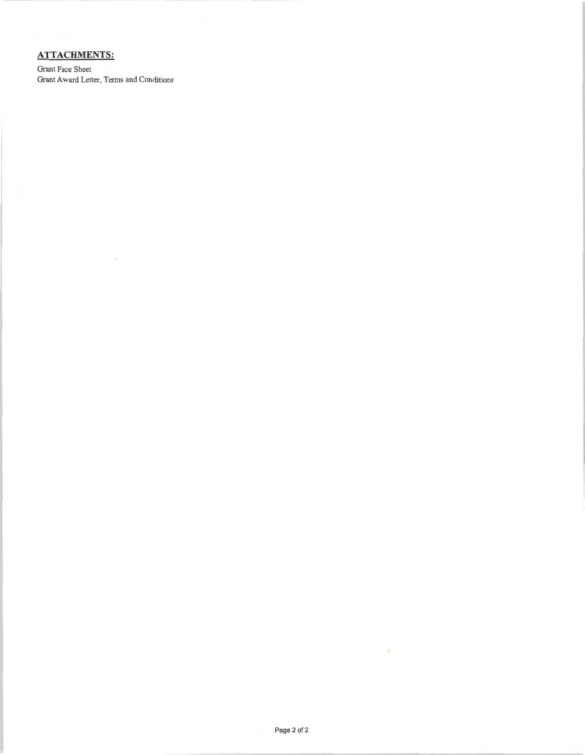**ATTACHMENTS:**

Grant Face Sheet
Grant Award Letter, Terms and Conditions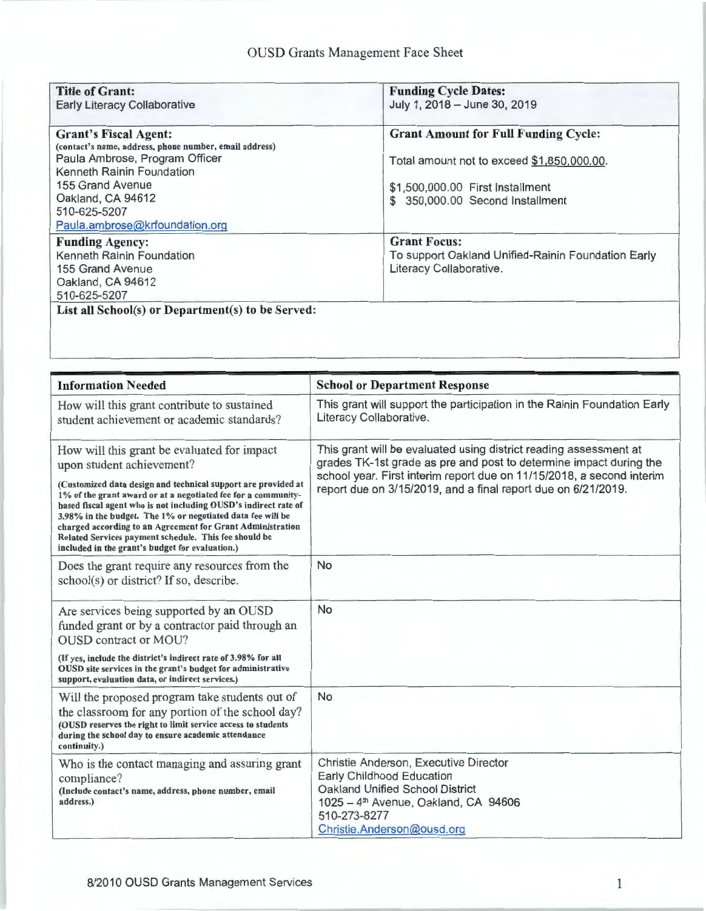# OUSD Grants Management Face Sheet

| **Title of Grant:**<br>Early Literacy Collaborative | **Funding Cycle Dates:**<br>July 1, 2018 – June 30, 2019 |
|---|---|
| **Grant's Fiscal Agent:**<br>**(contact's name, address, phone number, email address)**<br>Paula Ambrose, Program Officer<br>Kenneth Rainin Foundation<br>155 Grand Avenue<br>Oakland, CA 94612<br>510-625-5207<br>Paula.ambrose@krfoundation.org | **Grant Amount for Full Funding Cycle:**<br>Total amount not to exceed $1,850,000.00.<br>$1,500,000.00 First Installment<br>$ 350,000.00 Second Installment |
| **Funding Agency:**<br>Kenneth Rainin Foundation<br>155 Grand Avenue<br>Oakland, CA 94612<br>510-625-5207 | **Grant Focus:**<br>To support Oakland Unified-Rainin Foundation Early Literacy Collaborative. |
| **List all School(s) or Department(s) to be Served:** | |

| **Information Needed** | **School or Department Response** |
|---|---|
| How will this grant contribute to sustained student achievement or academic standards? | This grant will support the participation in the Rainin Foundation Early Literacy Collaborative. |
| How will this grant be evaluated for impact upon student achievement?<br>**(Customized data design and technical support are provided at 1% of the grant award or at a negotiated fee for a community-based fiscal agent who is not including OUSD's indirect rate of 3.98% in the budget. The 1% or negotiated data fee will be charged according to an Agreement for Grant Administration Related Services payment schedule. This fee should be included in the grant's budget for evaluation.)** | This grant will be evaluated using district reading assessment at grades TK-1st grade as pre and post to determine impact during the school year. First interim report due on 11/15/2018, a second interim report due on 3/15/2019, and a final report due on 6/21/2019. |
| Does the grant require any resources from the school(s) or district? If so, describe. | No |
| Are services being supported by an OUSD funded grant or by a contractor paid through an OUSD contract or MOU?<br>**(If yes, include the district's indirect rate of 3.98% for all OUSD site services in the grant's budget for administrative support, evaluation data, or indirect services.)** | No |
| Will the proposed program take students out of the classroom for any portion of the school day?<br>**(OUSD reserves the right to limit service access to students during the school day to ensure academic attendance continuity.)** | No |
| Who is the contact managing and assuring grant compliance?<br>**(Include contact's name, address, phone number, email address.)** | Christie Anderson, Executive Director<br>Early Childhood Education<br>Oakland Unified School District<br>1025 – 4th Avenue, Oakland, CA 94606<br>510-273-8277<br>Christie.Anderson@ousd.org |

8/2010 OUSD Grants Management Services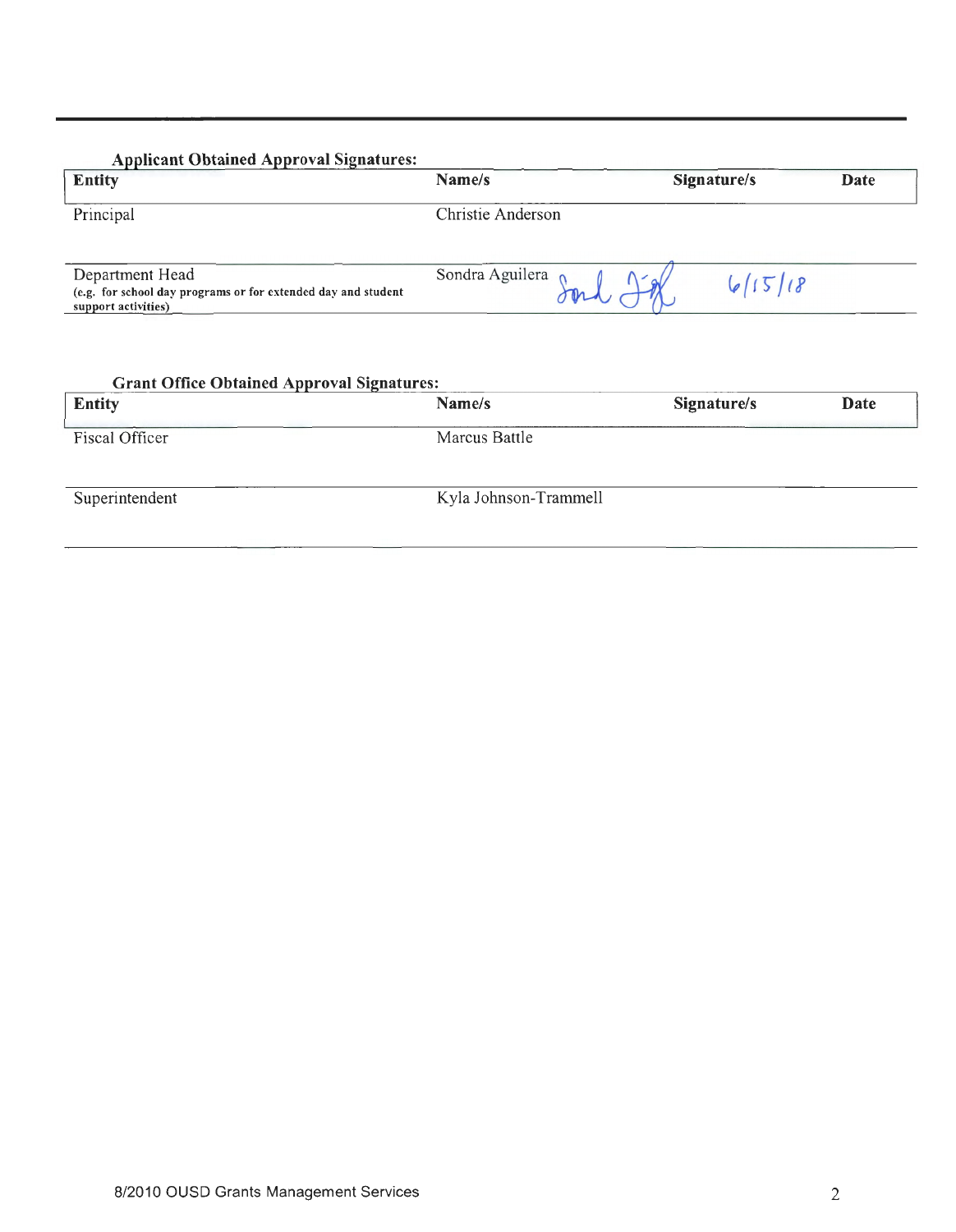**Applicant Obtained Approval Signatures:**

| Entity | Name/s | Signature/s | Date |
|---|---|---|---|
| Principal | Christie Anderson | | |
| Department Head<br>(e.g. for school day programs or for extended day and student support activities) | Sondra Aguilera | Sond Ag | 6/15/18 |

**Grant Office Obtained Approval Signatures:**

| Entity | Name/s | Signature/s | Date |
|---|---|---|---|
| Fiscal Officer | Marcus Battle | | |
| Superintendent | Kyla Johnson-Trammell | | |

8/2010 OUSD Grants Management Services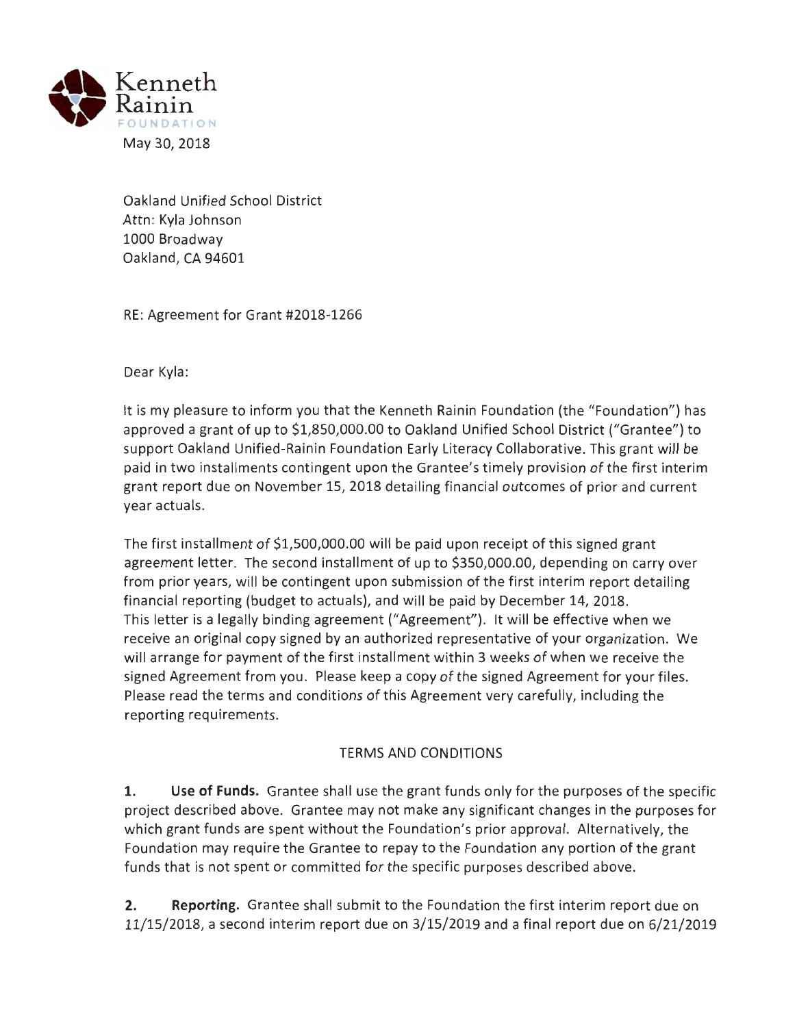Kenneth Rainin
FOUNDATION

May 30, 2018

Oakland Unified School District
Attn: Kyla Johnson
1000 Broadway
Oakland, CA 94601

RE: Agreement for Grant #2018-1266

Dear Kyla:

It is my pleasure to inform you that the Kenneth Rainin Foundation (the "Foundation") has approved a grant of up to $1,850,000.00 to Oakland Unified School District ("Grantee") to support Oakland Unified-Rainin Foundation Early Literacy Collaborative. This grant will be paid in two installments contingent upon the Grantee's timely provision of the first interim grant report due on November 15, 2018 detailing financial outcomes of prior and current year actuals.

The first installment of $1,500,000.00 will be paid upon receipt of this signed grant agreement letter. The second installment of up to $350,000.00, depending on carry over from prior years, will be contingent upon submission of the first interim report detailing financial reporting (budget to actuals), and will be paid by December 14, 2018. This letter is a legally binding agreement ("Agreement"). It will be effective when we receive an original copy signed by an authorized representative of your organization. We will arrange for payment of the first installment within 3 weeks of when we receive the signed Agreement from you. Please keep a copy of the signed Agreement for your files. Please read the terms and conditions of this Agreement very carefully, including the reporting requirements.

## TERMS AND CONDITIONS

**1. Use of Funds.** Grantee shall use the grant funds only for the purposes of the specific project described above. Grantee may not make any significant changes in the purposes for which grant funds are spent without the Foundation's prior approval. Alternatively, the Foundation may require the Grantee to repay to the Foundation any portion of the grant funds that is not spent or committed for the specific purposes described above.

**2. Reporting.** Grantee shall submit to the Foundation the first interim report due on 11/15/2018, a second interim report due on 3/15/2019 and a final report due on 6/21/2019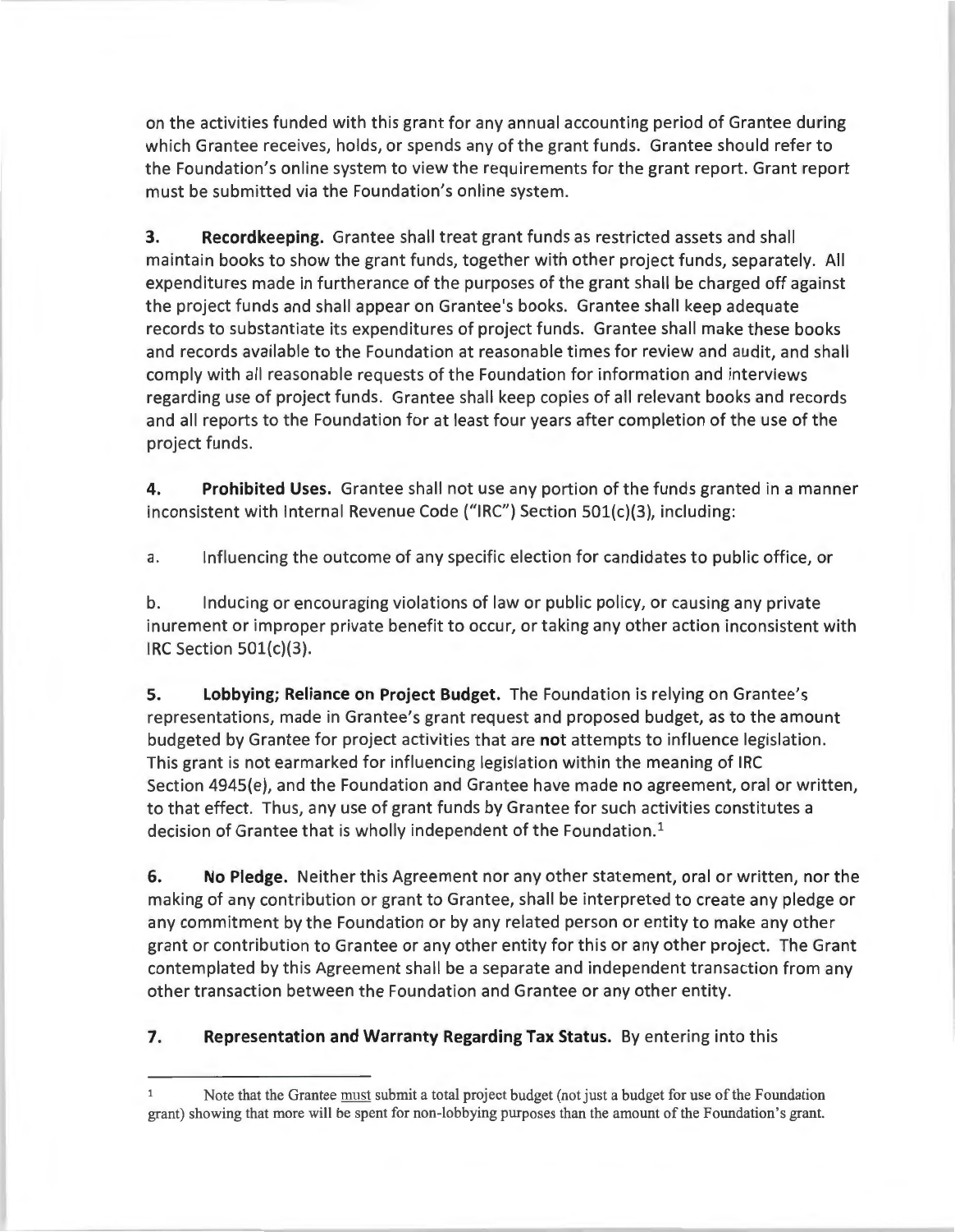on the activities funded with this grant for any annual accounting period of Grantee during which Grantee receives, holds, or spends any of the grant funds. Grantee should refer to the Foundation's online system to view the requirements for the grant report. Grant report must be submitted via the Foundation's online system.

**3. Recordkeeping.** Grantee shall treat grant funds as restricted assets and shall maintain books to show the grant funds, together with other project funds, separately. All expenditures made in furtherance of the purposes of the grant shall be charged off against the project funds and shall appear on Grantee's books. Grantee shall keep adequate records to substantiate its expenditures of project funds. Grantee shall make these books and records available to the Foundation at reasonable times for review and audit, and shall comply with all reasonable requests of the Foundation for information and interviews regarding use of project funds. Grantee shall keep copies of all relevant books and records and all reports to the Foundation for at least four years after completion of the use of the project funds.

**4. Prohibited Uses.** Grantee shall not use any portion of the funds granted in a manner inconsistent with Internal Revenue Code ("IRC") Section 501(c)(3), including:

a. Influencing the outcome of any specific election for candidates to public office, or

b. Inducing or encouraging violations of law or public policy, or causing any private inurement or improper private benefit to occur, or taking any other action inconsistent with IRC Section 501(c)(3).

**5. Lobbying; Reliance on Project Budget.** The Foundation is relying on Grantee's representations, made in Grantee's grant request and proposed budget, as to the amount budgeted by Grantee for project activities that are **not** attempts to influence legislation. This grant is not earmarked for influencing legislation within the meaning of IRC Section 4945(e), and the Foundation and Grantee have made no agreement, oral or written, to that effect. Thus, any use of grant funds by Grantee for such activities constitutes a decision of Grantee that is wholly independent of the Foundation.[1]

**6. No Pledge.** Neither this Agreement nor any other statement, oral or written, nor the making of any contribution or grant to Grantee, shall be interpreted to create any pledge or any commitment by the Foundation or by any related person or entity to make any other grant or contribution to Grantee or any other entity for this or any other project. The Grant contemplated by this Agreement shall be a separate and independent transaction from any other transaction between the Foundation and Grantee or any other entity.

**7. Representation and Warranty Regarding Tax Status.** By entering into this

---

[1] Note that the Grantee must submit a total project budget (not just a budget for use of the Foundation grant) showing that more will be spent for non-lobbying purposes than the amount of the Foundation's grant.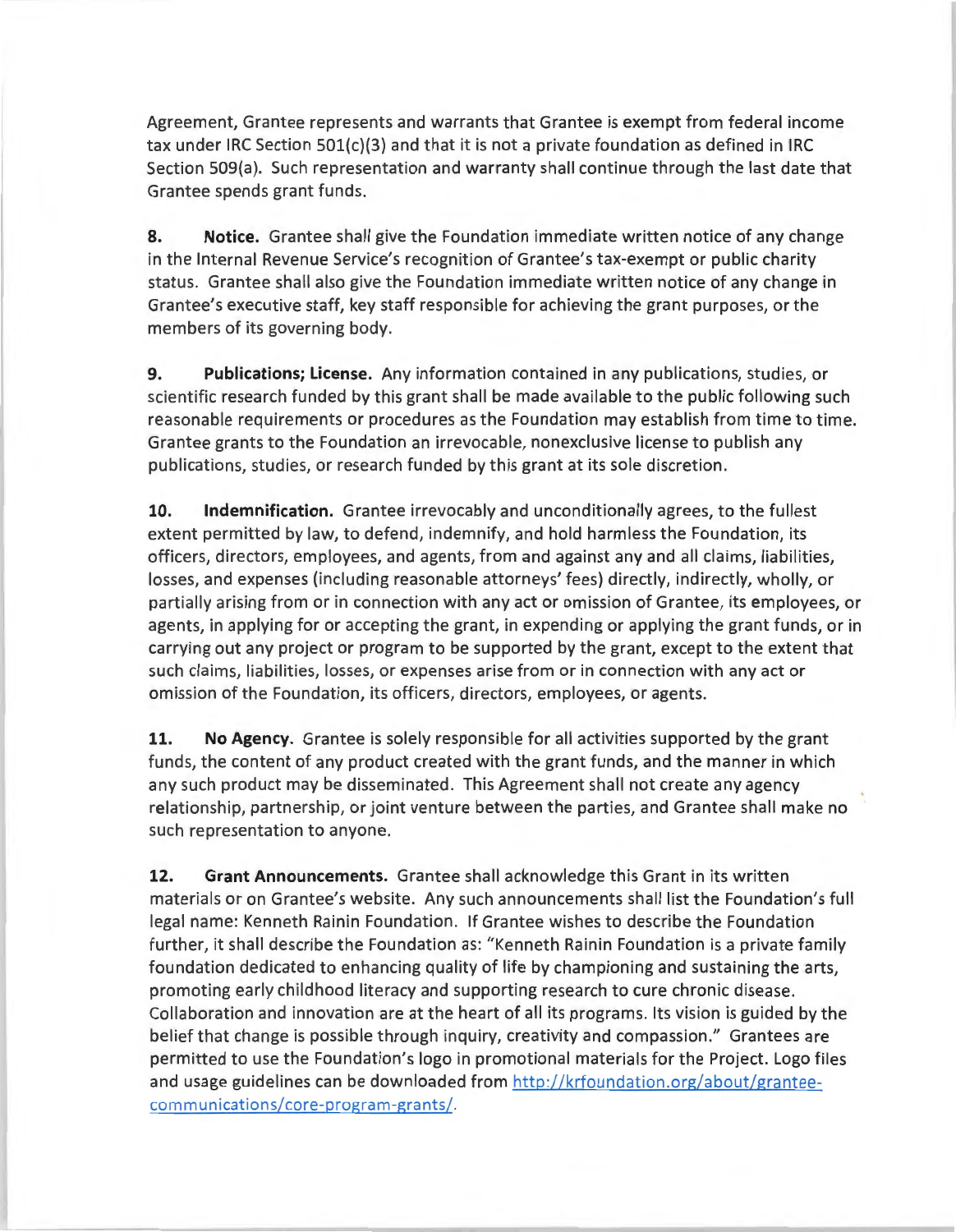Agreement, Grantee represents and warrants that Grantee is exempt from federal income tax under IRC Section 501(c)(3) and that it is not a private foundation as defined in IRC Section 509(a). Such representation and warranty shall continue through the last date that Grantee spends grant funds.

**8. Notice.** Grantee shall give the Foundation immediate written notice of any change in the Internal Revenue Service's recognition of Grantee's tax-exempt or public charity status. Grantee shall also give the Foundation immediate written notice of any change in Grantee's executive staff, key staff responsible for achieving the grant purposes, or the members of its governing body.

**9. Publications; License.** Any information contained in any publications, studies, or scientific research funded by this grant shall be made available to the public following such reasonable requirements or procedures as the Foundation may establish from time to time. Grantee grants to the Foundation an irrevocable, nonexclusive license to publish any publications, studies, or research funded by this grant at its sole discretion.

**10. Indemnification.** Grantee irrevocably and unconditionally agrees, to the fullest extent permitted by law, to defend, indemnify, and hold harmless the Foundation, its officers, directors, employees, and agents, from and against any and all claims, liabilities, losses, and expenses (including reasonable attorneys' fees) directly, indirectly, wholly, or partially arising from or in connection with any act or omission of Grantee, its employees, or agents, in applying for or accepting the grant, in expending or applying the grant funds, or in carrying out any project or program to be supported by the grant, except to the extent that such claims, liabilities, losses, or expenses arise from or in connection with any act or omission of the Foundation, its officers, directors, employees, or agents.

**11. No Agency.** Grantee is solely responsible for all activities supported by the grant funds, the content of any product created with the grant funds, and the manner in which any such product may be disseminated. This Agreement shall not create any agency relationship, partnership, or joint venture between the parties, and Grantee shall make no such representation to anyone.

**12. Grant Announcements.** Grantee shall acknowledge this Grant in its written materials or on Grantee's website. Any such announcements shall list the Foundation's full legal name: Kenneth Rainin Foundation. If Grantee wishes to describe the Foundation further, it shall describe the Foundation as: "Kenneth Rainin Foundation is a private family foundation dedicated to enhancing quality of life by championing and sustaining the arts, promoting early childhood literacy and supporting research to cure chronic disease. Collaboration and innovation are at the heart of all its programs. Its vision is guided by the belief that change is possible through inquiry, creativity and compassion." Grantees are permitted to use the Foundation's logo in promotional materials for the Project. Logo files and usage guidelines can be downloaded from http://krfoundation.org/about/grantee-communications/core-program-grants/.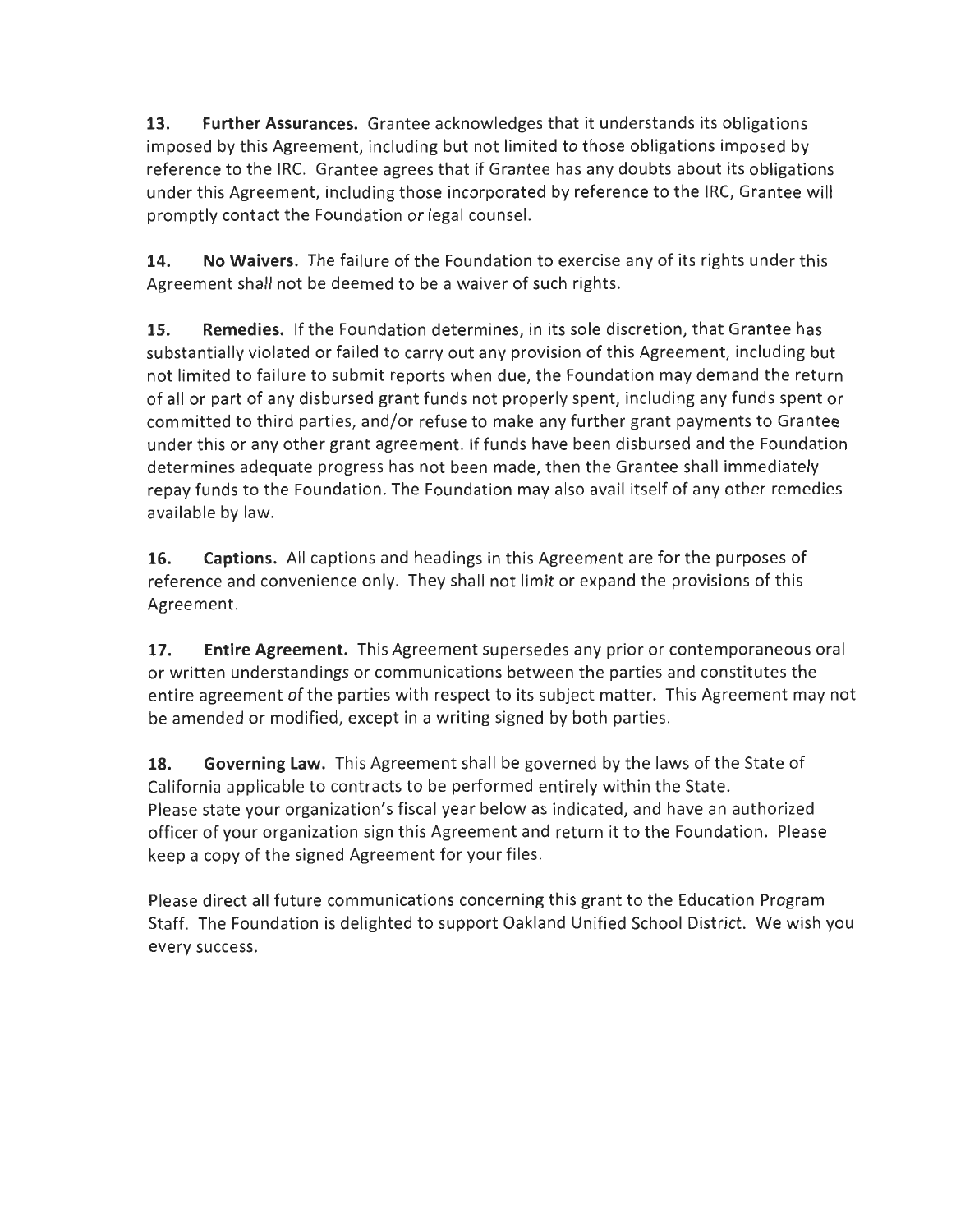**13. Further Assurances.** Grantee acknowledges that it understands its obligations imposed by this Agreement, including but not limited to those obligations imposed by reference to the IRC. Grantee agrees that if Grantee has any doubts about its obligations under this Agreement, including those incorporated by reference to the IRC, Grantee will promptly contact the Foundation or legal counsel.

**14. No Waivers.** The failure of the Foundation to exercise any of its rights under this Agreement shall not be deemed to be a waiver of such rights.

**15. Remedies.** If the Foundation determines, in its sole discretion, that Grantee has substantially violated or failed to carry out any provision of this Agreement, including but not limited to failure to submit reports when due, the Foundation may demand the return of all or part of any disbursed grant funds not properly spent, including any funds spent or committed to third parties, and/or refuse to make any further grant payments to Grantee under this or any other grant agreement. If funds have been disbursed and the Foundation determines adequate progress has not been made, then the Grantee shall immediately repay funds to the Foundation. The Foundation may also avail itself of any other remedies available by law.

**16. Captions.** All captions and headings in this Agreement are for the purposes of reference and convenience only. They shall not limit or expand the provisions of this Agreement.

**17. Entire Agreement.** This Agreement supersedes any prior or contemporaneous oral or written understandings or communications between the parties and constitutes the entire agreement of the parties with respect to its subject matter. This Agreement may not be amended or modified, except in a writing signed by both parties.

**18. Governing Law.** This Agreement shall be governed by the laws of the State of California applicable to contracts to be performed entirely within the State.
Please state your organization's fiscal year below as indicated, and have an authorized officer of your organization sign this Agreement and return it to the Foundation. Please keep a copy of the signed Agreement for your files.

Please direct all future communications concerning this grant to the Education Program Staff. The Foundation is delighted to support Oakland Unified School District. We wish you every success.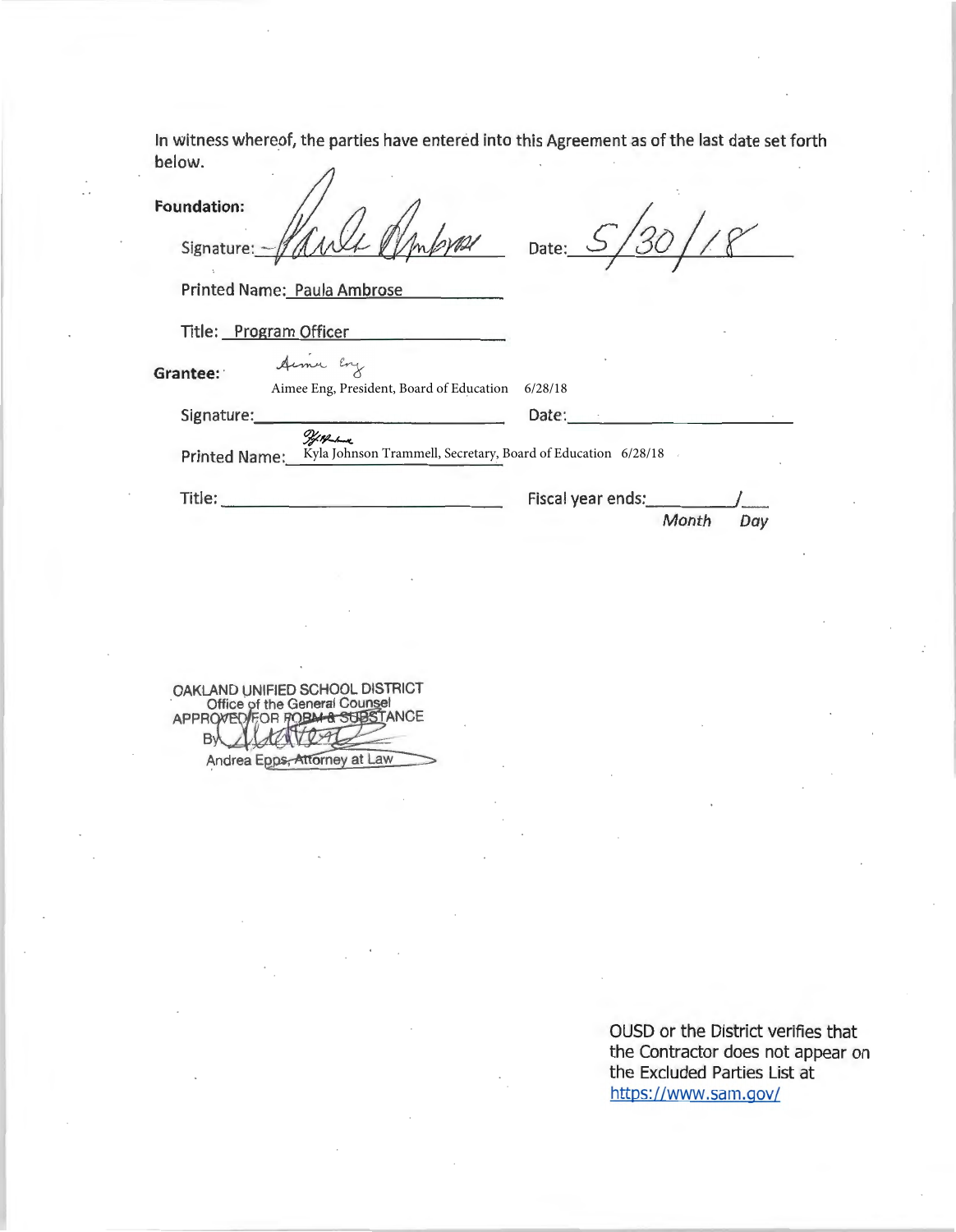In witness whereof, the parties have entered into this Agreement as of the last date set forth below.

**Foundation:**

Signature: [signature] Date: 5/30/18

Printed Name: Paula Ambrose

Title: Program Officer

**Grantee:** [signature]

Aimee Eng, President, Board of Education 6/28/18

Signature: ______________________ Date: ______________________

[signature]

Printed Name: Kyla Johnson Trammell, Secretary, Board of Education 6/28/18

Title: ______________________ Fiscal year ends: ________/____

*Month Day*

OAKLAND UNIFIED SCHOOL DISTRICT
Office of the General Counsel
APPROVED FOR FORM & SUBSTANCE
By [signature]
Andrea Epps, Attorney at Law

OUSD or the District verifies that the Contractor does not appear on the Excluded Parties List at https://www.sam.gov/